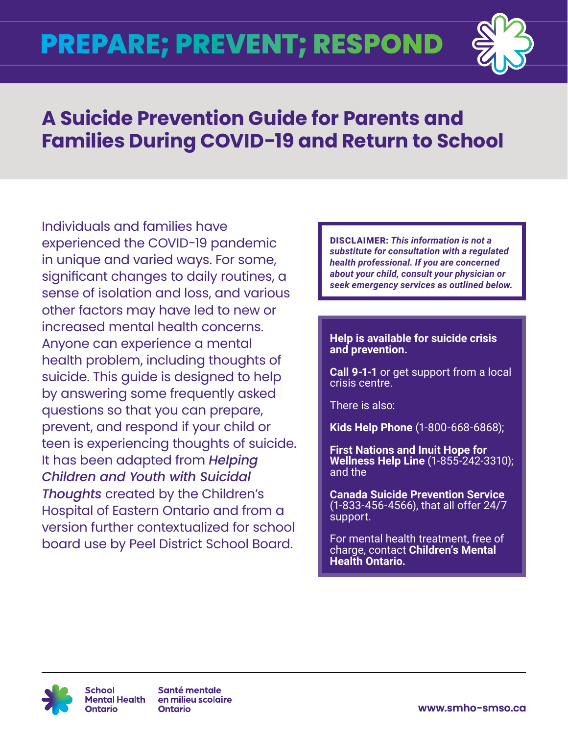# PREPARE; PREVENT; RESPOND

## A Suicide Prevention Guide for Parents and Families During COVID-19 and Return to School

Individuals and families have experienced the COVID-19 pandemic in unique and varied ways. For some, significant changes to daily routines, a sense of isolation and loss, and various other factors may have led to new or increased mental health concerns. Anyone can experience a mental health problem, including thoughts of suicide. This guide is designed to help by answering some frequently asked questions so that you can prepare, prevent, and respond if your child or teen is experiencing thoughts of suicide. It has been adapted from *Helping Children and Youth with Suicidal Thoughts* created by the Children's Hospital of Eastern Ontario and from a version further contextualized for school board use by Peel District School Board.

**DISCLAIMER:** ***This information is not a substitute for consultation with a regulated health professional. If you are concerned about your child, consult your physician or seek emergency services as outlined below.***

**Help is available for suicide crisis and prevention.**

**Call 9-1-1** or get support from a local crisis centre.

There is also:

**Kids Help Phone** (1-800-668-6868);

**First Nations and Inuit Hope for Wellness Help Line** (1-855-242-3310); and the

**Canada Suicide Prevention Service** (1-833-456-4566), that all offer 24/7 support.

For mental health treatment, free of charge, contact **Children's Mental Health Ontario.**

School Mental Health Ontario | Santé mentale en milieu scolaire Ontario

www.smho-smso.ca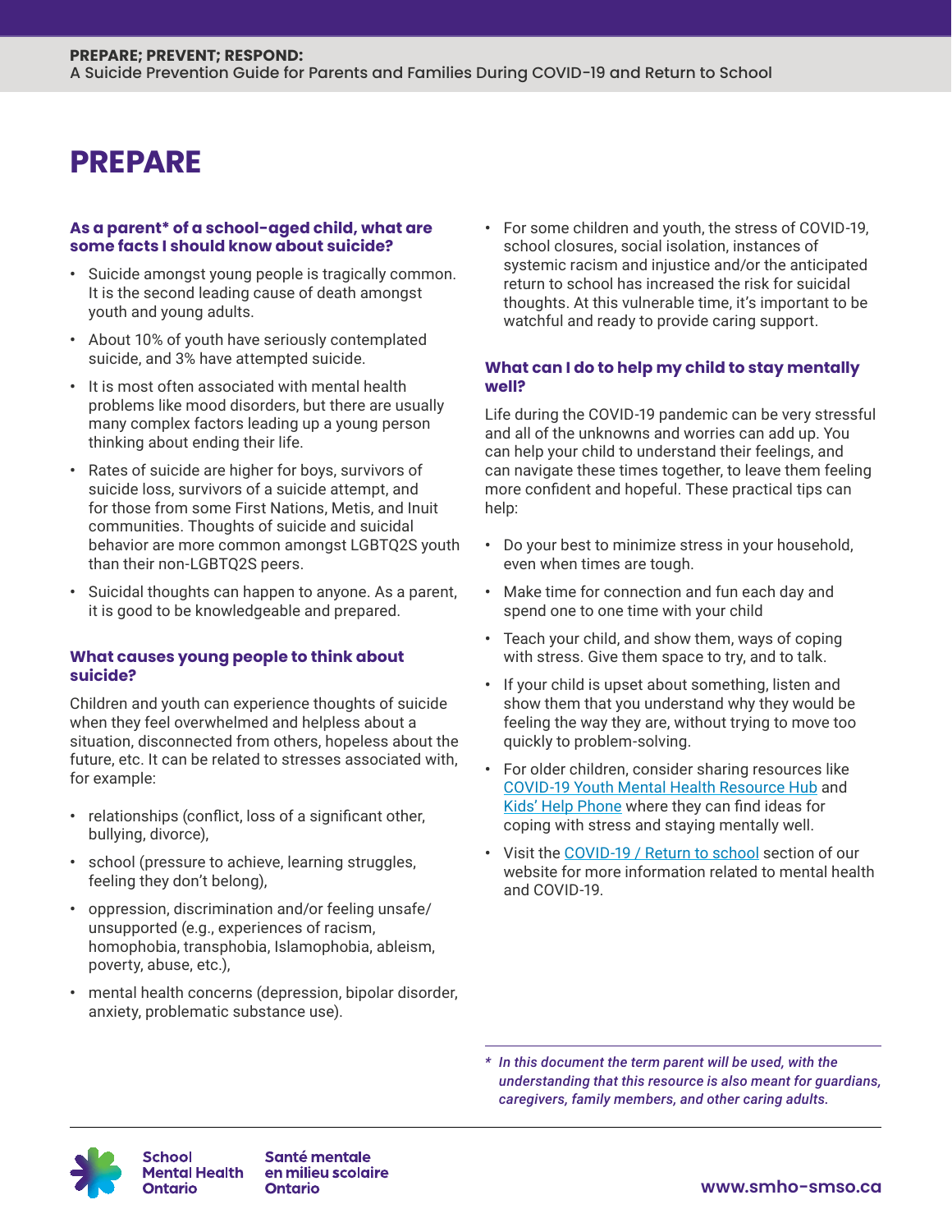# PREPARE

### As a parent* of a school-aged child, what are some facts I should know about suicide?

- Suicide amongst young people is tragically common. It is the second leading cause of death amongst youth and young adults.
- About 10% of youth have seriously contemplated suicide, and 3% have attempted suicide.
- It is most often associated with mental health problems like mood disorders, but there are usually many complex factors leading up a young person thinking about ending their life.
- Rates of suicide are higher for boys, survivors of suicide loss, survivors of a suicide attempt, and for those from some First Nations, Metis, and Inuit communities. Thoughts of suicide and suicidal behavior are more common amongst LGBTQ2S youth than their non-LGBTQ2S peers.
- Suicidal thoughts can happen to anyone. As a parent, it is good to be knowledgeable and prepared.

### What causes young people to think about suicide?

Children and youth can experience thoughts of suicide when they feel overwhelmed and helpless about a situation, disconnected from others, hopeless about the future, etc. It can be related to stresses associated with, for example:

- relationships (conflict, loss of a significant other, bullying, divorce),
- school (pressure to achieve, learning struggles, feeling they don't belong),
- oppression, discrimination and/or feeling unsafe/ unsupported (e.g., experiences of racism, homophobia, transphobia, Islamophobia, ableism, poverty, abuse, etc.),
- mental health concerns (depression, bipolar disorder, anxiety, problematic substance use).
- For some children and youth, the stress of COVID-19, school closures, social isolation, instances of systemic racism and injustice and/or the anticipated return to school has increased the risk for suicidal thoughts. At this vulnerable time, it's important to be watchful and ready to provide caring support.

### What can I do to help my child to stay mentally well?

Life during the COVID-19 pandemic can be very stressful and all of the unknowns and worries can add up. You can help your child to understand their feelings, and can navigate these times together, to leave them feeling more confident and hopeful. These practical tips can help:

- Do your best to minimize stress in your household, even when times are tough.
- Make time for connection and fun each day and spend one to one time with your child
- Teach your child, and show them, ways of coping with stress. Give them space to try, and to talk.
- If your child is upset about something, listen and show them that you understand why they would be feeling the way they are, without trying to move too quickly to problem-solving.
- For older children, consider sharing resources like COVID-19 Youth Mental Health Resource Hub and Kids' Help Phone where they can find ideas for coping with stress and staying mentally well.
- Visit the COVID-19 / Return to school section of our website for more information related to mental health and COVID-19.

*\* In this document the term parent will be used, with the understanding that this resource is also meant for guardians, caregivers, family members, and other caring adults.*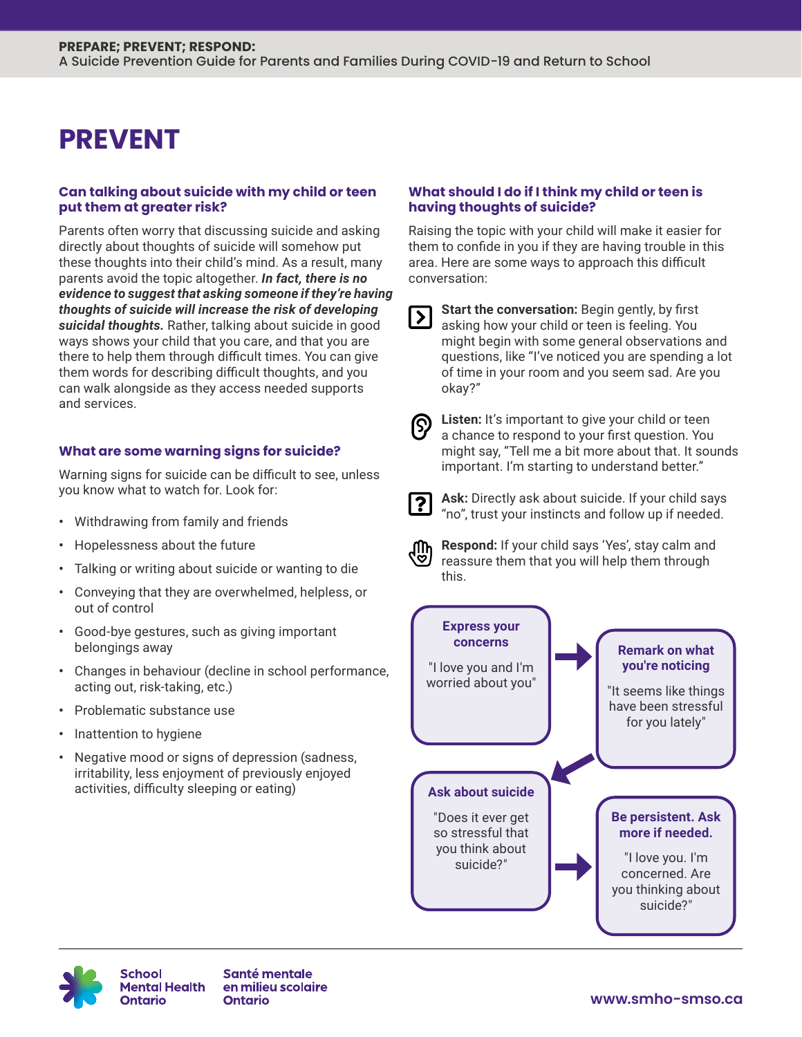# PREVENT

### Can talking about suicide with my child or teen put them at greater risk?

Parents often worry that discussing suicide and asking directly about thoughts of suicide will somehow put these thoughts into their child's mind. As a result, many parents avoid the topic altogether. ***In fact, there is no evidence to suggest that asking someone if they're having thoughts of suicide will increase the risk of developing suicidal thoughts.*** Rather, talking about suicide in good ways shows your child that you care, and that you are there to help them through difficult times. You can give them words for describing difficult thoughts, and you can walk alongside as they access needed supports and services.

### What are some warning signs for suicide?

Warning signs for suicide can be difficult to see, unless you know what to watch for. Look for:

- Withdrawing from family and friends
- Hopelessness about the future
- Talking or writing about suicide or wanting to die
- Conveying that they are overwhelmed, helpless, or out of control
- Good-bye gestures, such as giving important belongings away
- Changes in behaviour (decline in school performance, acting out, risk-taking, etc.)
- Problematic substance use
- Inattention to hygiene
- Negative mood or signs of depression (sadness, irritability, less enjoyment of previously enjoyed activities, difficulty sleeping or eating)

### What should I do if I think my child or teen is having thoughts of suicide?

Raising the topic with your child will make it easier for them to confide in you if they are having trouble in this area. Here are some ways to approach this difficult conversation:

**Start the conversation:** Begin gently, by first asking how your child or teen is feeling. You might begin with some general observations and questions, like "I've noticed you are spending a lot of time in your room and you seem sad. Are you okay?"

**Listen:** It's important to give your child or teen a chance to respond to your first question. You might say, "Tell me a bit more about that. It sounds important. I'm starting to understand better."

**Ask:** Directly ask about suicide. If your child says "no", trust your instincts and follow up if needed.

**Respond:** If your child says 'Yes', stay calm and reassure them that you will help them through this.

**Express your concerns**
"I love you and I'm worried about you"

→ **Remark on what you're noticing**
"It seems like things have been stressful for you lately"

→ **Ask about suicide**
"Does it ever get so stressful that you think about suicide?"

→ **Be persistent. Ask more if needed.**
"I love you. I'm concerned. Are you thinking about suicide?"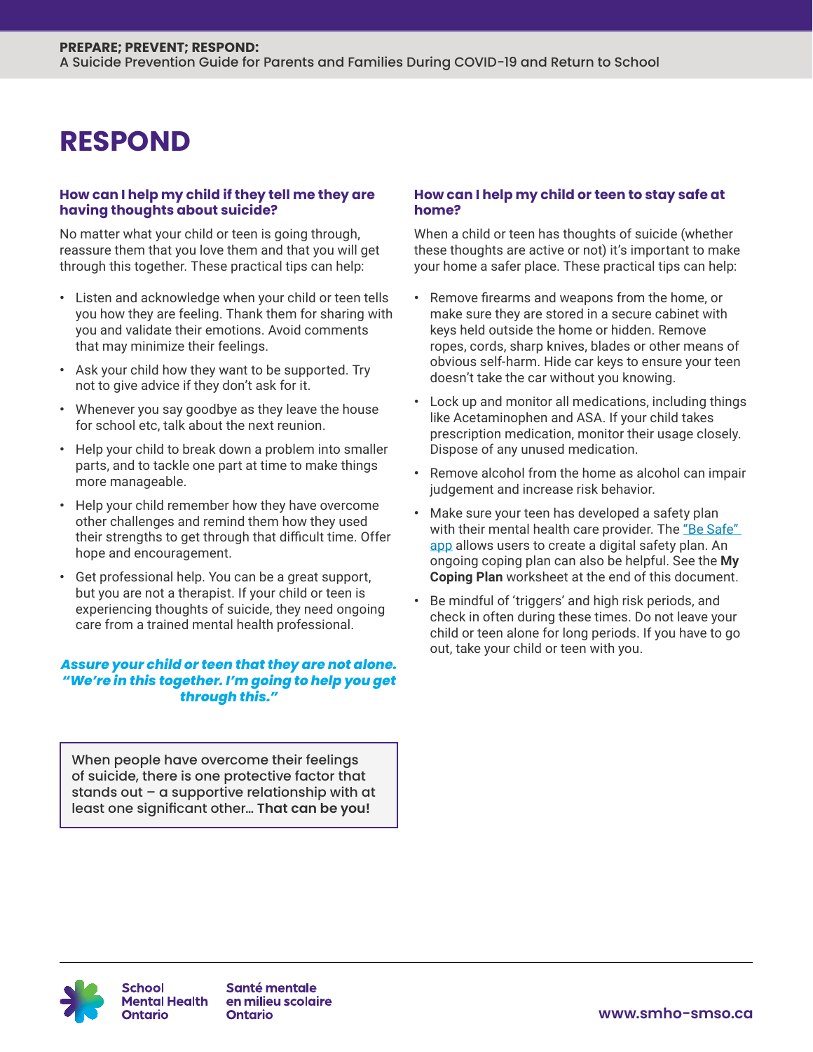# RESPOND

### How can I help my child if they tell me they are having thoughts about suicide?

No matter what your child or teen is going through, reassure them that you love them and that you will get through this together. These practical tips can help:

- Listen and acknowledge when your child or teen tells you how they are feeling. Thank them for sharing with you and validate their emotions. Avoid comments that may minimize their feelings.
- Ask your child how they want to be supported. Try not to give advice if they don't ask for it.
- Whenever you say goodbye as they leave the house for school etc, talk about the next reunion.
- Help your child to break down a problem into smaller parts, and to tackle one part at time to make things more manageable.
- Help your child remember how they have overcome other challenges and remind them how they used their strengths to get through that difficult time. Offer hope and encouragement.
- Get professional help. You can be a great support, but you are not a therapist. If your child or teen is experiencing thoughts of suicide, they need ongoing care from a trained mental health professional.

***Assure your child or teen that they are not alone. "We're in this together. I'm going to help you get through this."***

> When people have overcome their feelings of suicide, there is one protective factor that stands out – a supportive relationship with at least one significant other… **That can be you!**

### How can I help my child or teen to stay safe at home?

When a child or teen has thoughts of suicide (whether these thoughts are active or not) it's important to make your home a safer place. These practical tips can help:

- Remove firearms and weapons from the home, or make sure they are stored in a secure cabinet with keys held outside the home or hidden. Remove ropes, cords, sharp knives, blades or other means of obvious self-harm. Hide car keys to ensure your teen doesn't take the car without you knowing.
- Lock up and monitor all medications, including things like Acetaminophen and ASA. If your child takes prescription medication, monitor their usage closely. Dispose of any unused medication.
- Remove alcohol from the home as alcohol can impair judgement and increase risk behavior.
- Make sure your teen has developed a safety plan with their mental health care provider. The "Be Safe" app allows users to create a digital safety plan. An ongoing coping plan can also be helpful. See the **My Coping Plan** worksheet at the end of this document.
- Be mindful of 'triggers' and high risk periods, and check in often during these times. Do not leave your child or teen alone for long periods. If you have to go out, take your child or teen with you.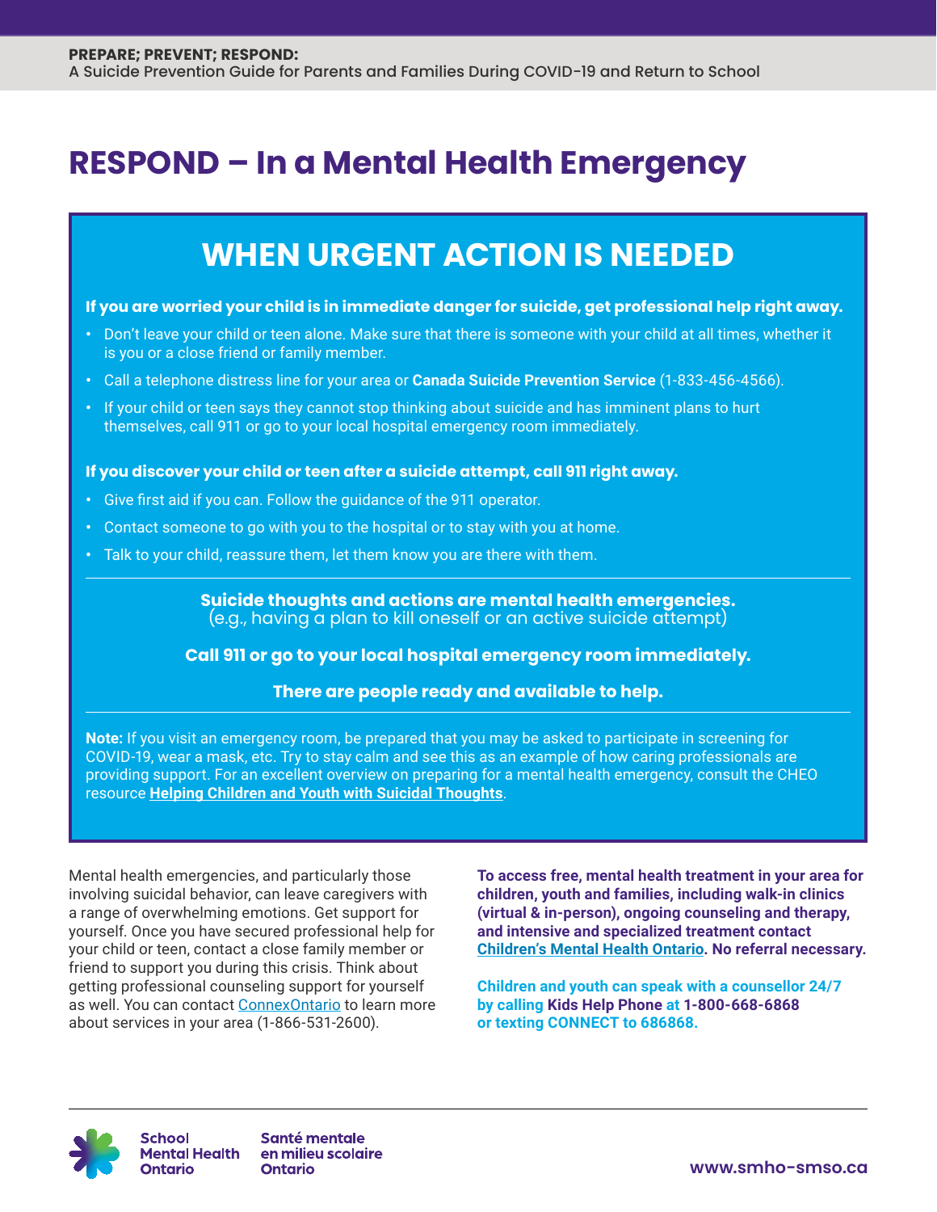# RESPOND – In a Mental Health Emergency

## WHEN URGENT ACTION IS NEEDED

**If you are worried your child is in immediate danger for suicide, get professional help right away.**

- Don't leave your child or teen alone. Make sure that there is someone with your child at all times, whether it is you or a close friend or family member.
- Call a telephone distress line for your area or **Canada Suicide Prevention Service** (1-833-456-4566).
- If your child or teen says they cannot stop thinking about suicide and has imminent plans to hurt themselves, call 911 or go to your local hospital emergency room immediately.

**If you discover your child or teen after a suicide attempt, call 911 right away.**

- Give first aid if you can. Follow the guidance of the 911 operator.
- Contact someone to go with you to the hospital or to stay with you at home.
- Talk to your child, reassure them, let them know you are there with them.

---

**Suicide thoughts and actions are mental health emergencies.**
(e.g., having a plan to kill oneself or an active suicide attempt)

**Call 911 or go to your local hospital emergency room immediately.**

**There are people ready and available to help.**

---

**Note:** If you visit an emergency room, be prepared that you may be asked to participate in screening for COVID-19, wear a mask, etc. Try to stay calm and see this as an example of how caring professionals are providing support. For an excellent overview on preparing for a mental health emergency, consult the CHEO resource **Helping Children and Youth with Suicidal Thoughts**.

Mental health emergencies, and particularly those involving suicidal behavior, can leave caregivers with a range of overwhelming emotions. Get support for yourself. Once you have secured professional help for your child or teen, contact a close family member or friend to support you during this crisis. Think about getting professional counseling support for yourself as well. You can contact ConnexOntario to learn more about services in your area (1-866-531-2600).

**To access free, mental health treatment in your area for children, youth and families, including walk-in clinics (virtual & in-person), ongoing counseling and therapy, and intensive and specialized treatment contact Children's Mental Health Ontario. No referral necessary.**

**Children and youth can speak with a counsellor 24/7 by calling Kids Help Phone at 1-800-668-6868 or texting CONNECT to 686868.**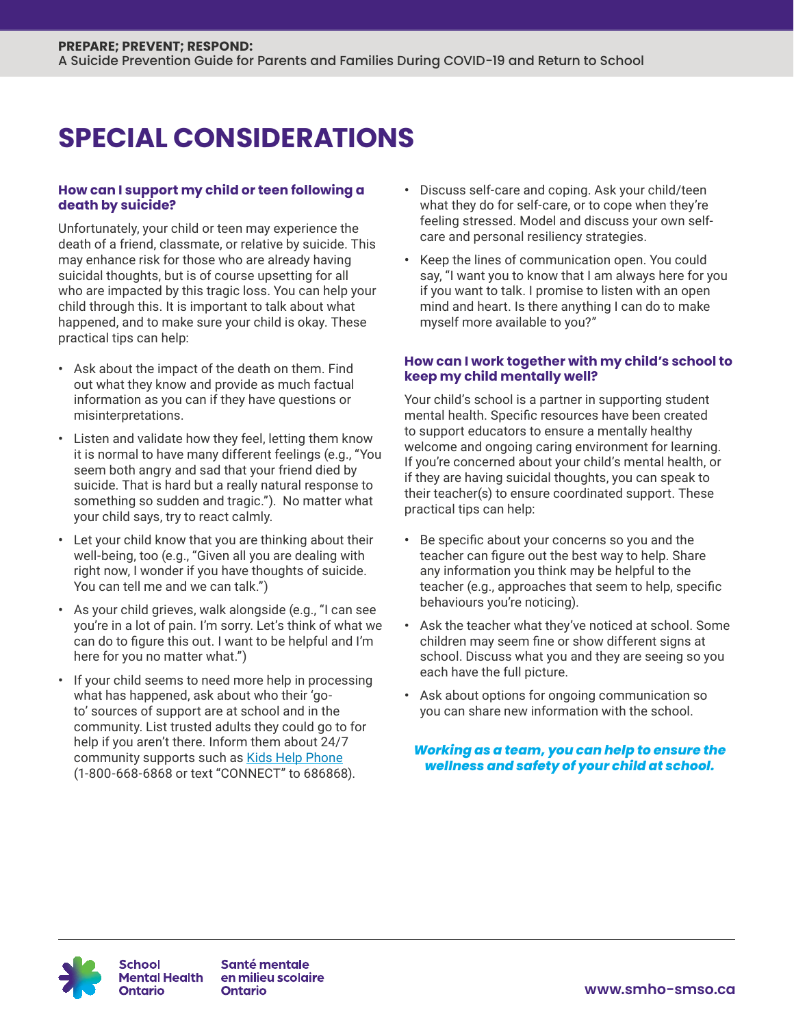# SPECIAL CONSIDERATIONS

### How can I support my child or teen following a death by suicide?

Unfortunately, your child or teen may experience the death of a friend, classmate, or relative by suicide. This may enhance risk for those who are already having suicidal thoughts, but is of course upsetting for all who are impacted by this tragic loss. You can help your child through this. It is important to talk about what happened, and to make sure your child is okay. These practical tips can help:

- Ask about the impact of the death on them. Find out what they know and provide as much factual information as you can if they have questions or misinterpretations.
- Listen and validate how they feel, letting them know it is normal to have many different feelings (e.g., "You seem both angry and sad that your friend died by suicide. That is hard but a really natural response to something so sudden and tragic."). No matter what your child says, try to react calmly.
- Let your child know that you are thinking about their well-being, too (e.g., "Given all you are dealing with right now, I wonder if you have thoughts of suicide. You can tell me and we can talk.")
- As your child grieves, walk alongside (e.g., "I can see you're in a lot of pain. I'm sorry. Let's think of what we can do to figure this out. I want to be helpful and I'm here for you no matter what.")
- If your child seems to need more help in processing what has happened, ask about who their 'go-to' sources of support are at school and in the community. List trusted adults they could go to for help if you aren't there. Inform them about 24/7 community supports such as Kids Help Phone (1-800-668-6868 or text "CONNECT" to 686868).
- Discuss self-care and coping. Ask your child/teen what they do for self-care, or to cope when they're feeling stressed. Model and discuss your own self-care and personal resiliency strategies.
- Keep the lines of communication open. You could say, "I want you to know that I am always here for you if you want to talk. I promise to listen with an open mind and heart. Is there anything I can do to make myself more available to you?"

### How can I work together with my child's school to keep my child mentally well?

Your child's school is a partner in supporting student mental health. Specific resources have been created to support educators to ensure a mentally healthy welcome and ongoing caring environment for learning. If you're concerned about your child's mental health, or if they are having suicidal thoughts, you can speak to their teacher(s) to ensure coordinated support. These practical tips can help:

- Be specific about your concerns so you and the teacher can figure out the best way to help. Share any information you think may be helpful to the teacher (e.g., approaches that seem to help, specific behaviours you're noticing).
- Ask the teacher what they've noticed at school. Some children may seem fine or show different signs at school. Discuss what you and they are seeing so you each have the full picture.
- Ask about options for ongoing communication so you can share new information with the school.

***Working as a team, you can help to ensure the wellness and safety of your child at school.***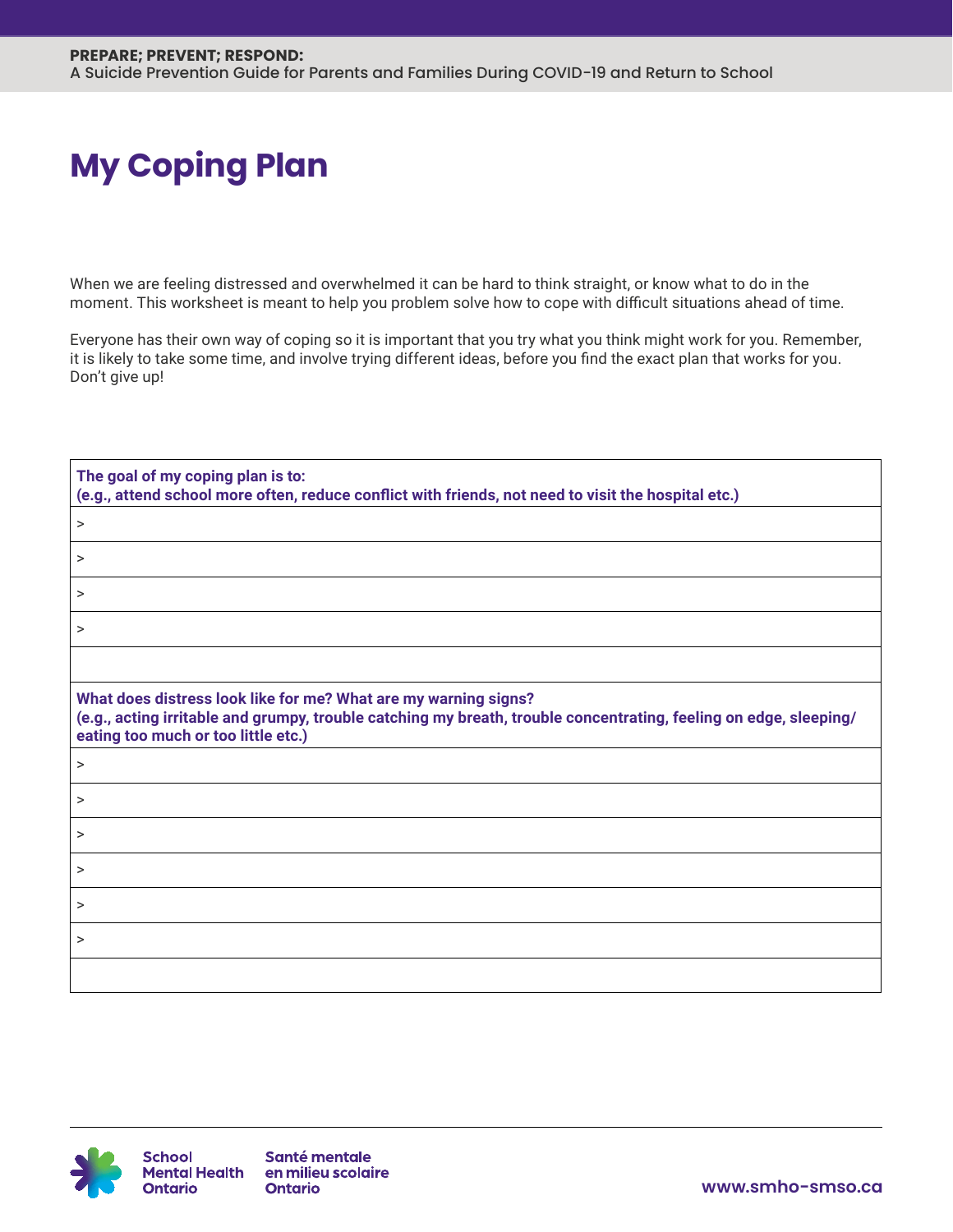# My Coping Plan

When we are feeling distressed and overwhelmed it can be hard to think straight, or know what to do in the moment. This worksheet is meant to help you problem solve how to cope with difficult situations ahead of time.

Everyone has their own way of coping so it is important that you try what you think might work for you. Remember, it is likely to take some time, and involve trying different ideas, before you find the exact plan that works for you. Don't give up!

| **The goal of my coping plan is to:**<br>**(e.g., attend school more often, reduce conflict with friends, not need to visit the hospital etc.)** |
|---|
| > |
| > |
| > |
| > |
| |
| **What does distress look like for me? What are my warning signs?**<br>**(e.g., acting irritable and grumpy, trouble catching my breath, trouble concentrating, feeling on edge, sleeping/ eating too much or too little etc.)** |
| > |
| > |
| > |
| > |
| > |
| > |
| |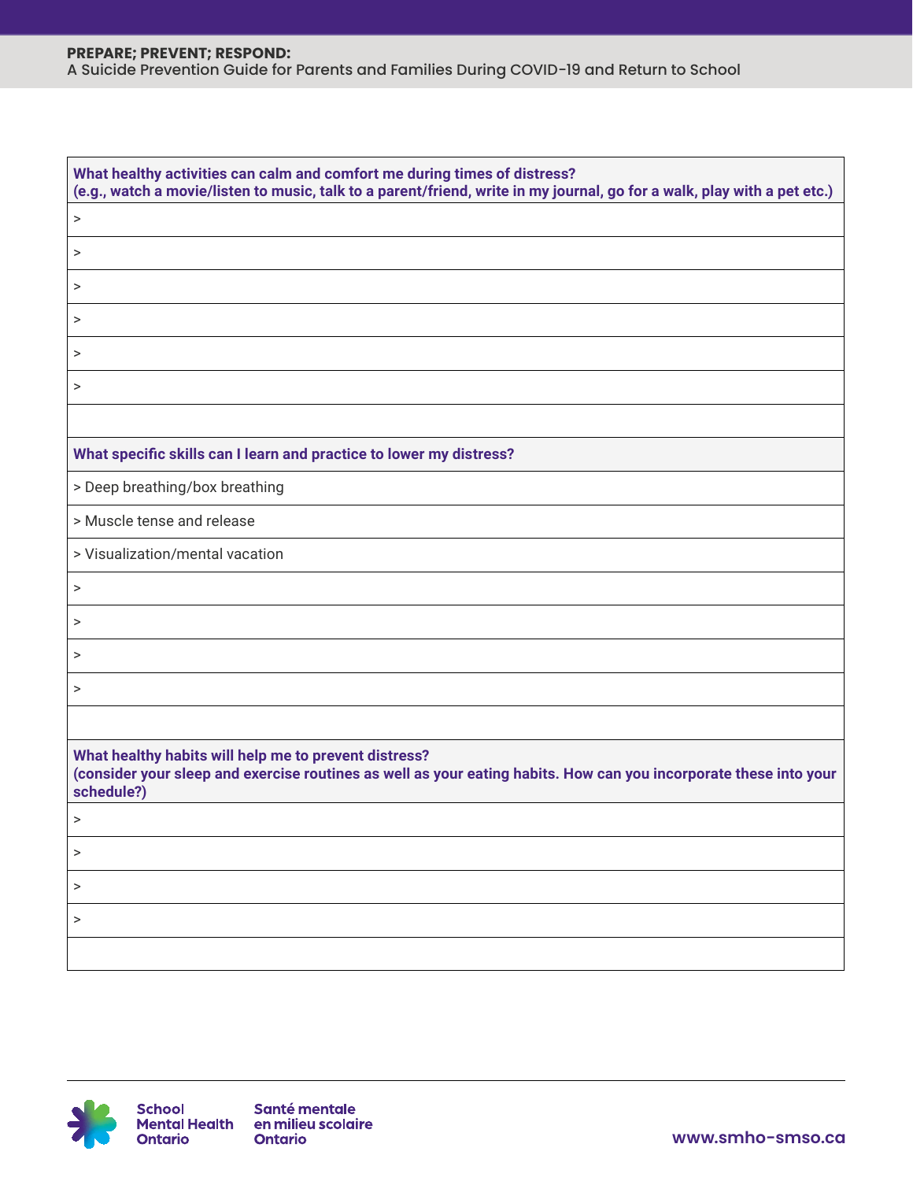| What healthy activities can calm and comfort me during times of distress?<br>(e.g., watch a movie/listen to music, talk to a parent/friend, write in my journal, go for a walk, play with a pet etc.) |
|---|
| > |
| > |
| > |
| > |
| > |
| > |
| |
| **What specific skills can I learn and practice to lower my distress?** |
| > Deep breathing/box breathing |
| > Muscle tense and release |
| > Visualization/mental vacation |
| > |
| > |
| > |
| > |
| |
| **What healthy habits will help me to prevent distress?**<br>**(consider your sleep and exercise routines as well as your eating habits. How can you incorporate these into your schedule?)** |
| > |
| > |
| > |
| > |
| |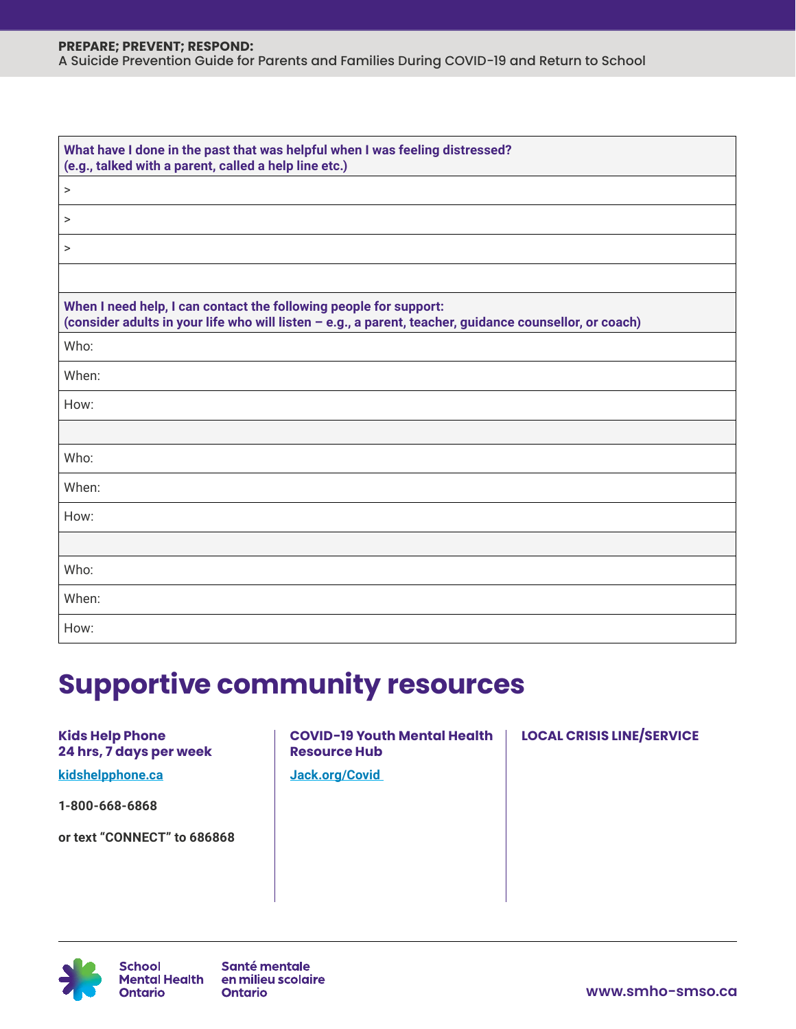| What have I done in the past that was helpful when I was feeling distressed?<br>(e.g., talked with a parent, called a help line etc.) |
|---|
| > |
| > |
| > |
| |
| **When I need help, I can contact the following people for support:**<br>**(consider adults in your life who will listen – e.g., a parent, teacher, guidance counsellor, or coach)** |
| Who: |
| When: |
| How: |
| |
| Who: |
| When: |
| How: |
| |
| Who: |
| When: |
| How: |

# Supportive community resources

**Kids Help Phone**
**24 hrs, 7 days per week**

[kidshelpphone.ca](kidshelpphone.ca)

**1-800-668-6868**

**or text "CONNECT" to 686868**

**COVID-19 Youth Mental Health Resource Hub**

[Jack.org/Covid](Jack.org/Covid)

**LOCAL CRISIS LINE/SERVICE**

School Mental Health Ontario
Santé mentale en milieu scolaire Ontario

www.smho-smso.ca